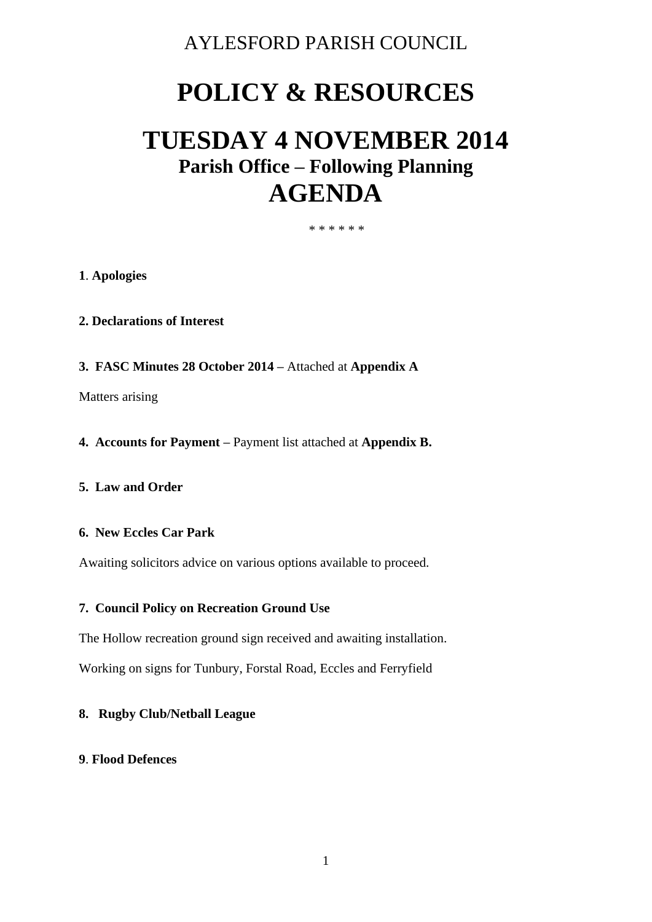AYLESFORD PARISH COUNCIL

# POLICY & RESOURCES

# TUESDAY 4 NOVEMBER 2014

### Parish Office – Following Planning

# AGENDA

* * * * * *

**1**. **Apologies**

**2. Declarations of Interest**

**3. FASC Minutes 28 October 2014 –** Attached at **Appendix A**

Matters arising

**4. Accounts for Payment –** Payment list attached at **Appendix B.**

**5. Law and Order**

**6. New Eccles Car Park**

Awaiting solicitors advice on various options available to proceed.

**7. Council Policy on Recreation Ground Use**

The Hollow recreation ground sign received and awaiting installation.

Working on signs for Tunbury, Forstal Road, Eccles and Ferryfield

**8. Rugby Club/Netball League**

**9**. **Flood Defences**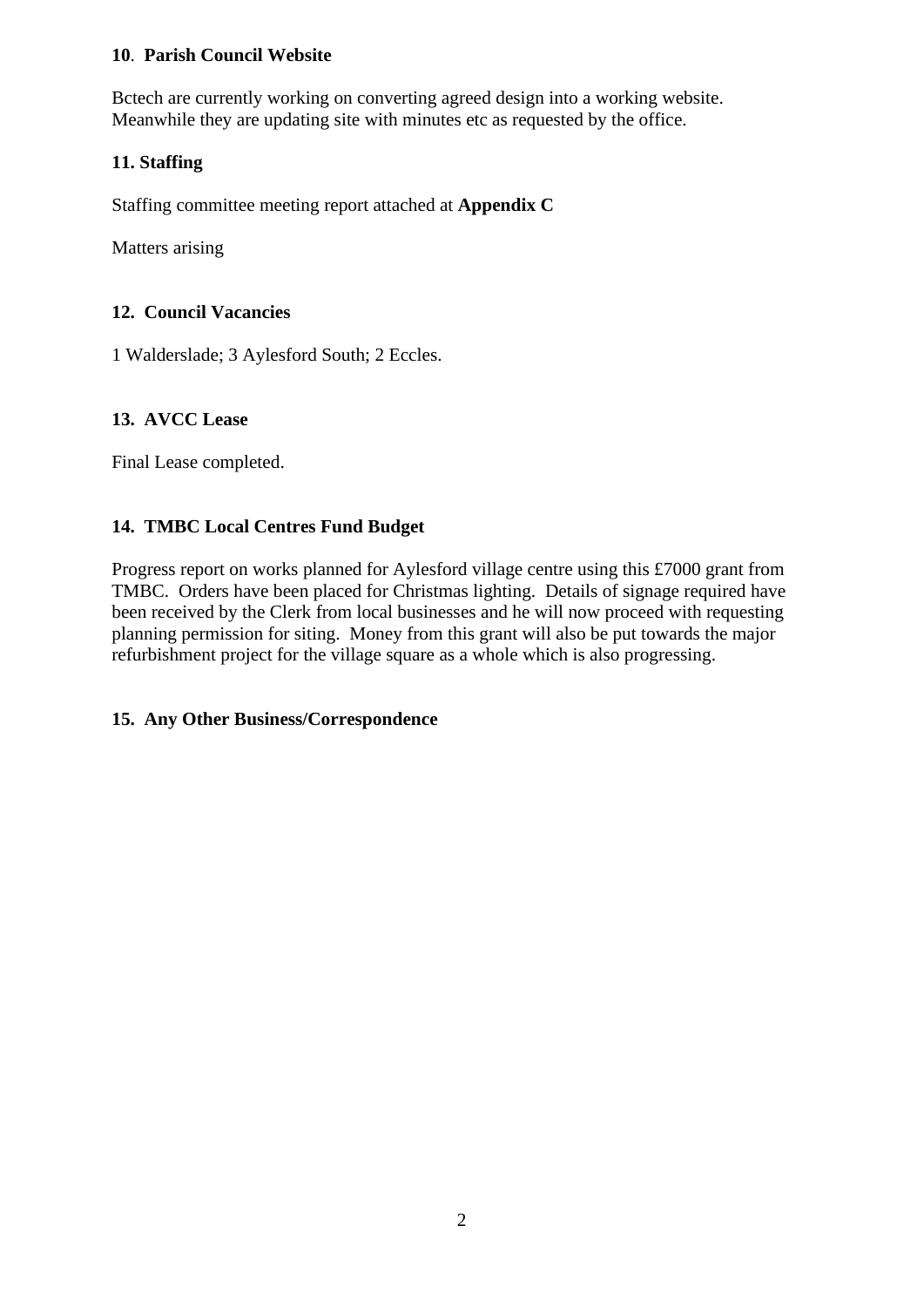**10**. **Parish Council Website**

Bctech are currently working on converting agreed design into a working website. Meanwhile they are updating site with minutes etc as requested by the office.

**11. Staffing**

Staffing committee meeting report attached at **Appendix C**

Matters arising

**12. Council Vacancies**

1 Walderslade; 3 Aylesford South; 2 Eccles.

**13. AVCC Lease**

Final Lease completed.

**14. TMBC Local Centres Fund Budget**

Progress report on works planned for Aylesford village centre using this £7000 grant from TMBC. Orders have been placed for Christmas lighting. Details of signage required have been received by the Clerk from local businesses and he will now proceed with requesting planning permission for siting. Money from this grant will also be put towards the major refurbishment project for the village square as a whole which is also progressing.

**15. Any Other Business/Correspondence**